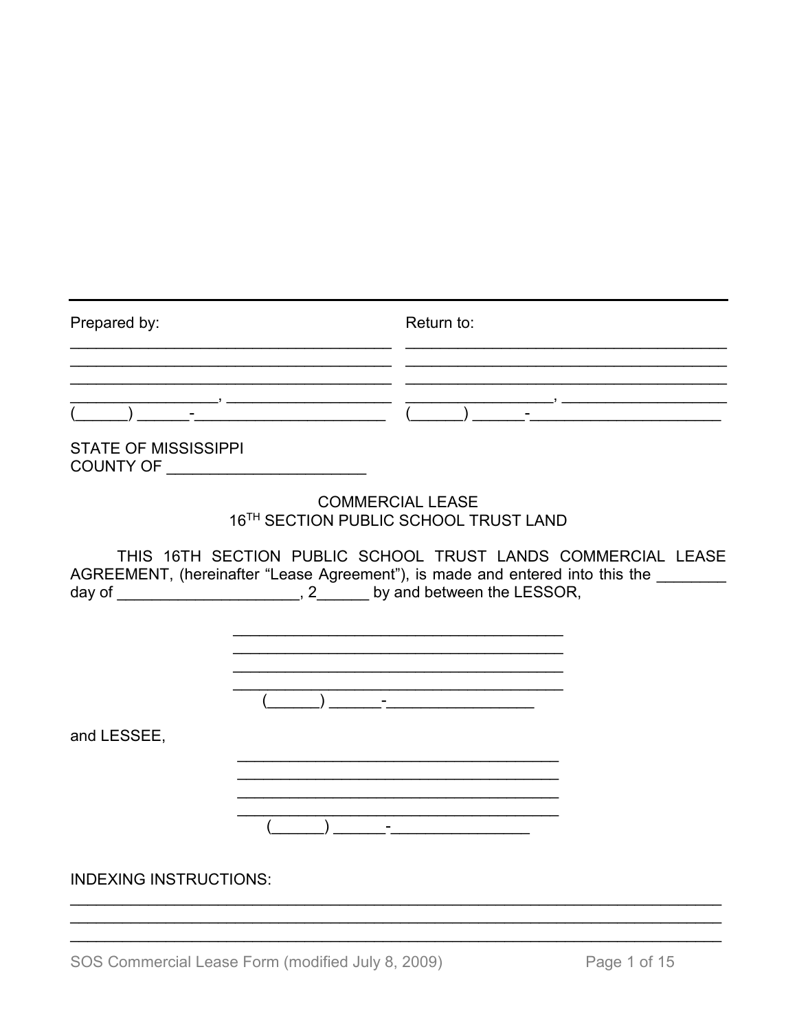| Prepared by: | Return to: |
| --- | --- |
| ______________________________________ | ______________________________________ |
| ______________________________________ | ______________________________________ |
| ______________________________________ | ______________________________________ |
| _________________, ___________________ | _________________, ___________________ |
| (______) ______-______________________ | (______) ______-______________________ |

STATE OF MISSISSIPPI
COUNTY OF ______________________

COMMERCIAL LEASE
16TH SECTION PUBLIC SCHOOL TRUST LAND

THIS 16TH SECTION PUBLIC SCHOOL TRUST LANDS COMMERCIAL LEASE AGREEMENT, (hereinafter "Lease Agreement"), is made and entered into this the ________ day of _____________________, 2______ by and between the LESSOR,

______________________________________
______________________________________
______________________________________
______________________________________
(______) ______-_________________

and LESSEE,

______________________________________
______________________________________
______________________________________
______________________________________
(______) ______-________________

INDEXING INSTRUCTIONS:

_____________________________________________________________________________
_____________________________________________________________________________
_____________________________________________________________________________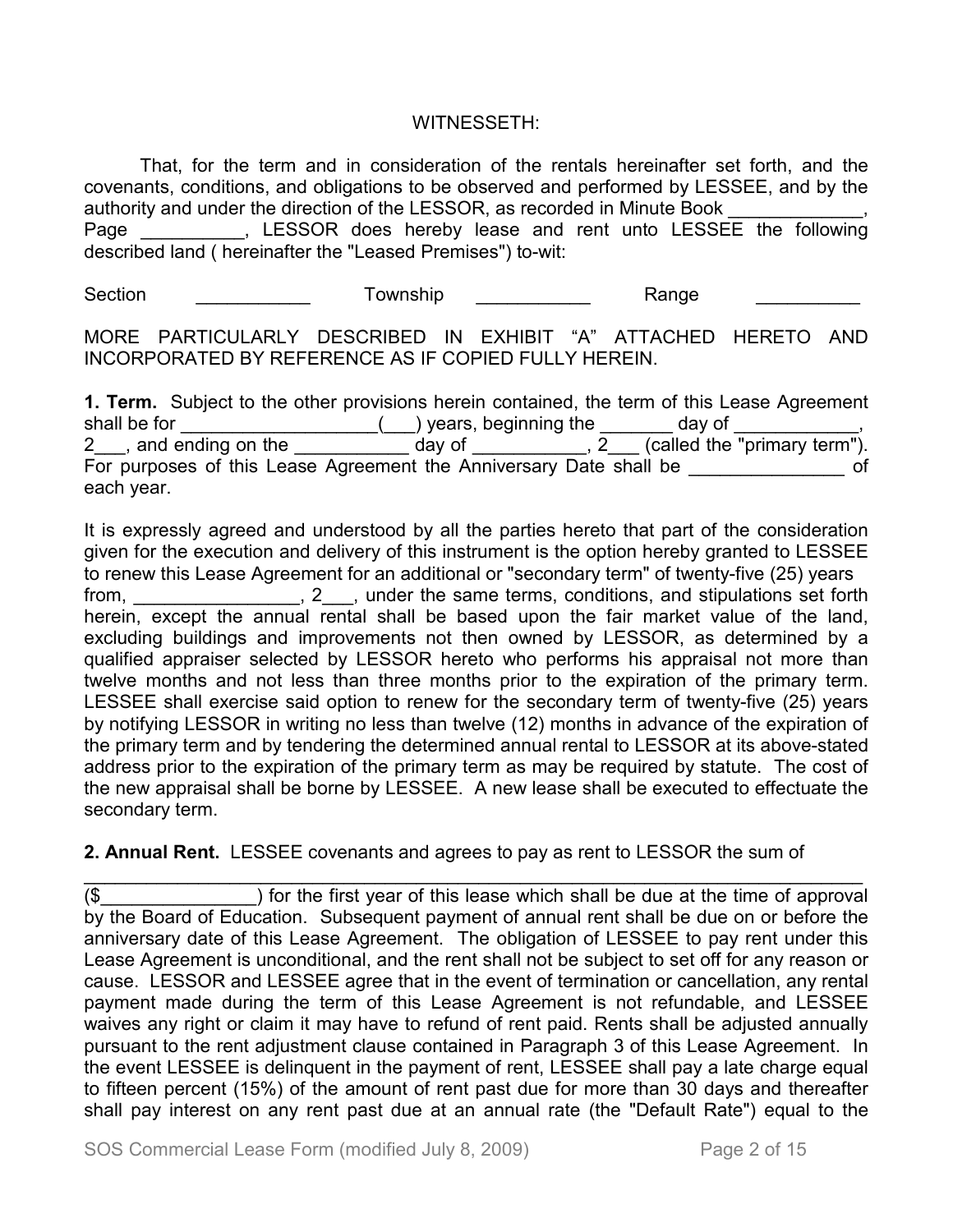WITNESSETH:

That, for the term and in consideration of the rentals hereinafter set forth, and the covenants, conditions, and obligations to be observed and performed by LESSEE, and by the authority and under the direction of the LESSOR, as recorded in Minute Book _____________, Page __________, LESSOR does hereby lease and rent unto LESSEE the following described land ( hereinafter the "Leased Premises") to-wit:

Section ___________ Township ___________ Range __________

MORE PARTICULARLY DESCRIBED IN EXHIBIT "A" ATTACHED HERETO AND INCORPORATED BY REFERENCE AS IF COPIED FULLY HEREIN.

**1. Term.** Subject to the other provisions herein contained, the term of this Lease Agreement shall be for ___________________(___) years, beginning the _______ day of ____________, 2___, and ending on the ___________ day of ___________, 2___ (called the "primary term"). For purposes of this Lease Agreement the Anniversary Date shall be _______________ of each year.

It is expressly agreed and understood by all the parties hereto that part of the consideration given for the execution and delivery of this instrument is the option hereby granted to LESSEE to renew this Lease Agreement for an additional or "secondary term" of twenty-five (25) years from, ________________, 2___, under the same terms, conditions, and stipulations set forth herein, except the annual rental shall be based upon the fair market value of the land, excluding buildings and improvements not then owned by LESSOR, as determined by a qualified appraiser selected by LESSOR hereto who performs his appraisal not more than twelve months and not less than three months prior to the expiration of the primary term. LESSEE shall exercise said option to renew for the secondary term of twenty-five (25) years by notifying LESSOR in writing no less than twelve (12) months in advance of the expiration of the primary term and by tendering the determined annual rental to LESSOR at its above-stated address prior to the expiration of the primary term as may be required by statute. The cost of the new appraisal shall be borne by LESSEE. A new lease shall be executed to effectuate the secondary term.

**2. Annual Rent.** LESSEE covenants and agrees to pay as rent to LESSOR the sum of

__________________________________________________________________________ ($_______________) for the first year of this lease which shall be due at the time of approval by the Board of Education. Subsequent payment of annual rent shall be due on or before the anniversary date of this Lease Agreement. The obligation of LESSEE to pay rent under this Lease Agreement is unconditional, and the rent shall not be subject to set off for any reason or cause. LESSOR and LESSEE agree that in the event of termination or cancellation, any rental payment made during the term of this Lease Agreement is not refundable, and LESSEE waives any right or claim it may have to refund of rent paid. Rents shall be adjusted annually pursuant to the rent adjustment clause contained in Paragraph 3 of this Lease Agreement. In the event LESSEE is delinquent in the payment of rent, LESSEE shall pay a late charge equal to fifteen percent (15%) of the amount of rent past due for more than 30 days and thereafter shall pay interest on any rent past due at an annual rate (the "Default Rate") equal to the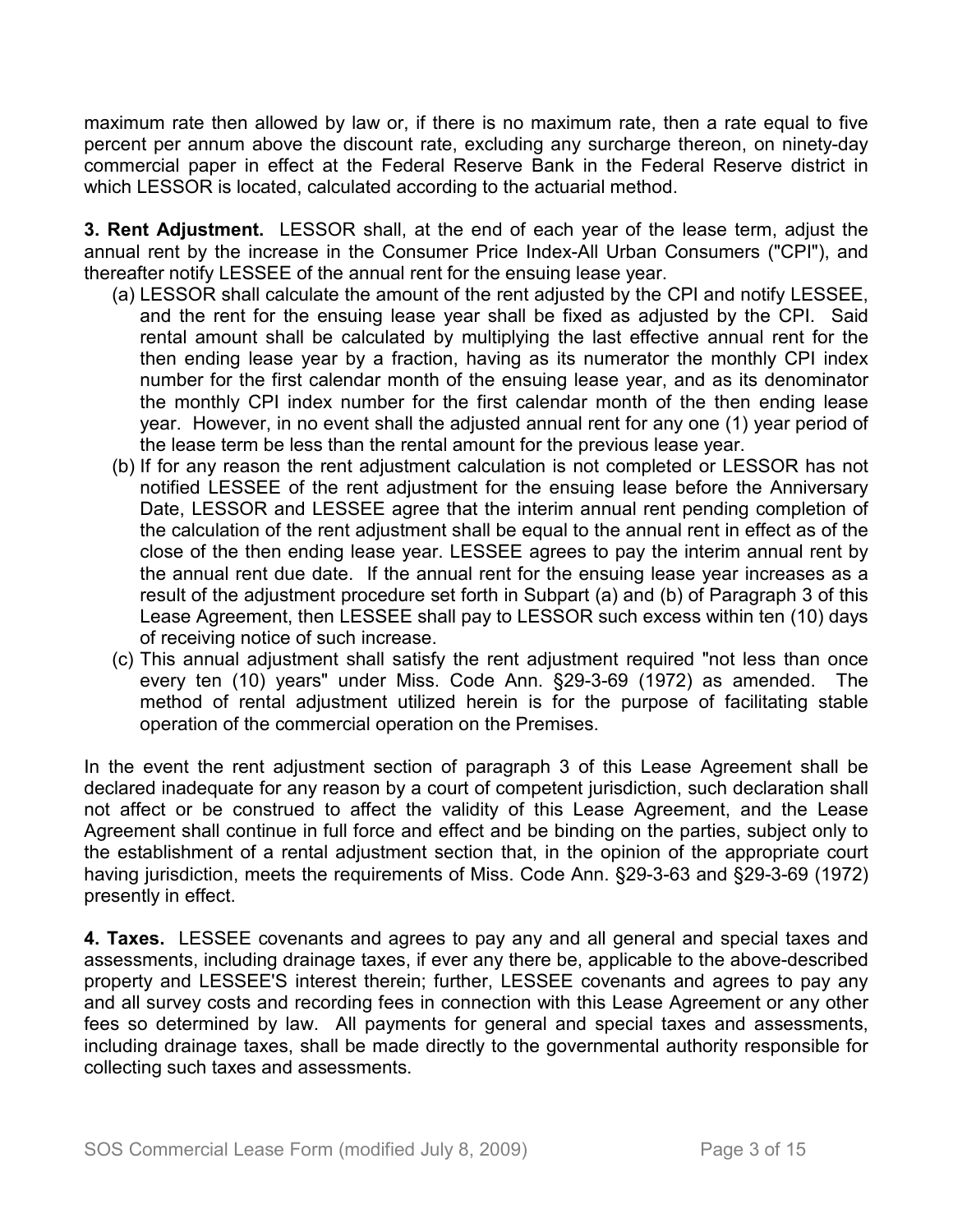maximum rate then allowed by law or, if there is no maximum rate, then a rate equal to five percent per annum above the discount rate, excluding any surcharge thereon, on ninety-day commercial paper in effect at the Federal Reserve Bank in the Federal Reserve district in which LESSOR is located, calculated according to the actuarial method.

**3. Rent Adjustment.** LESSOR shall, at the end of each year of the lease term, adjust the annual rent by the increase in the Consumer Price Index-All Urban Consumers ("CPI"), and thereafter notify LESSEE of the annual rent for the ensuing lease year.

(a) LESSOR shall calculate the amount of the rent adjusted by the CPI and notify LESSEE, and the rent for the ensuing lease year shall be fixed as adjusted by the CPI. Said rental amount shall be calculated by multiplying the last effective annual rent for the then ending lease year by a fraction, having as its numerator the monthly CPI index number for the first calendar month of the ensuing lease year, and as its denominator the monthly CPI index number for the first calendar month of the then ending lease year. However, in no event shall the adjusted annual rent for any one (1) year period of the lease term be less than the rental amount for the previous lease year.

(b) If for any reason the rent adjustment calculation is not completed or LESSOR has not notified LESSEE of the rent adjustment for the ensuing lease before the Anniversary Date, LESSOR and LESSEE agree that the interim annual rent pending completion of the calculation of the rent adjustment shall be equal to the annual rent in effect as of the close of the then ending lease year. LESSEE agrees to pay the interim annual rent by the annual rent due date. If the annual rent for the ensuing lease year increases as a result of the adjustment procedure set forth in Subpart (a) and (b) of Paragraph 3 of this Lease Agreement, then LESSEE shall pay to LESSOR such excess within ten (10) days of receiving notice of such increase.

(c) This annual adjustment shall satisfy the rent adjustment required "not less than once every ten (10) years" under Miss. Code Ann. §29-3-69 (1972) as amended. The method of rental adjustment utilized herein is for the purpose of facilitating stable operation of the commercial operation on the Premises.

In the event the rent adjustment section of paragraph 3 of this Lease Agreement shall be declared inadequate for any reason by a court of competent jurisdiction, such declaration shall not affect or be construed to affect the validity of this Lease Agreement, and the Lease Agreement shall continue in full force and effect and be binding on the parties, subject only to the establishment of a rental adjustment section that, in the opinion of the appropriate court having jurisdiction, meets the requirements of Miss. Code Ann. §29-3-63 and §29-3-69 (1972) presently in effect.

**4. Taxes.** LESSEE covenants and agrees to pay any and all general and special taxes and assessments, including drainage taxes, if ever any there be, applicable to the above-described property and LESSEE'S interest therein; further, LESSEE covenants and agrees to pay any and all survey costs and recording fees in connection with this Lease Agreement or any other fees so determined by law. All payments for general and special taxes and assessments, including drainage taxes, shall be made directly to the governmental authority responsible for collecting such taxes and assessments.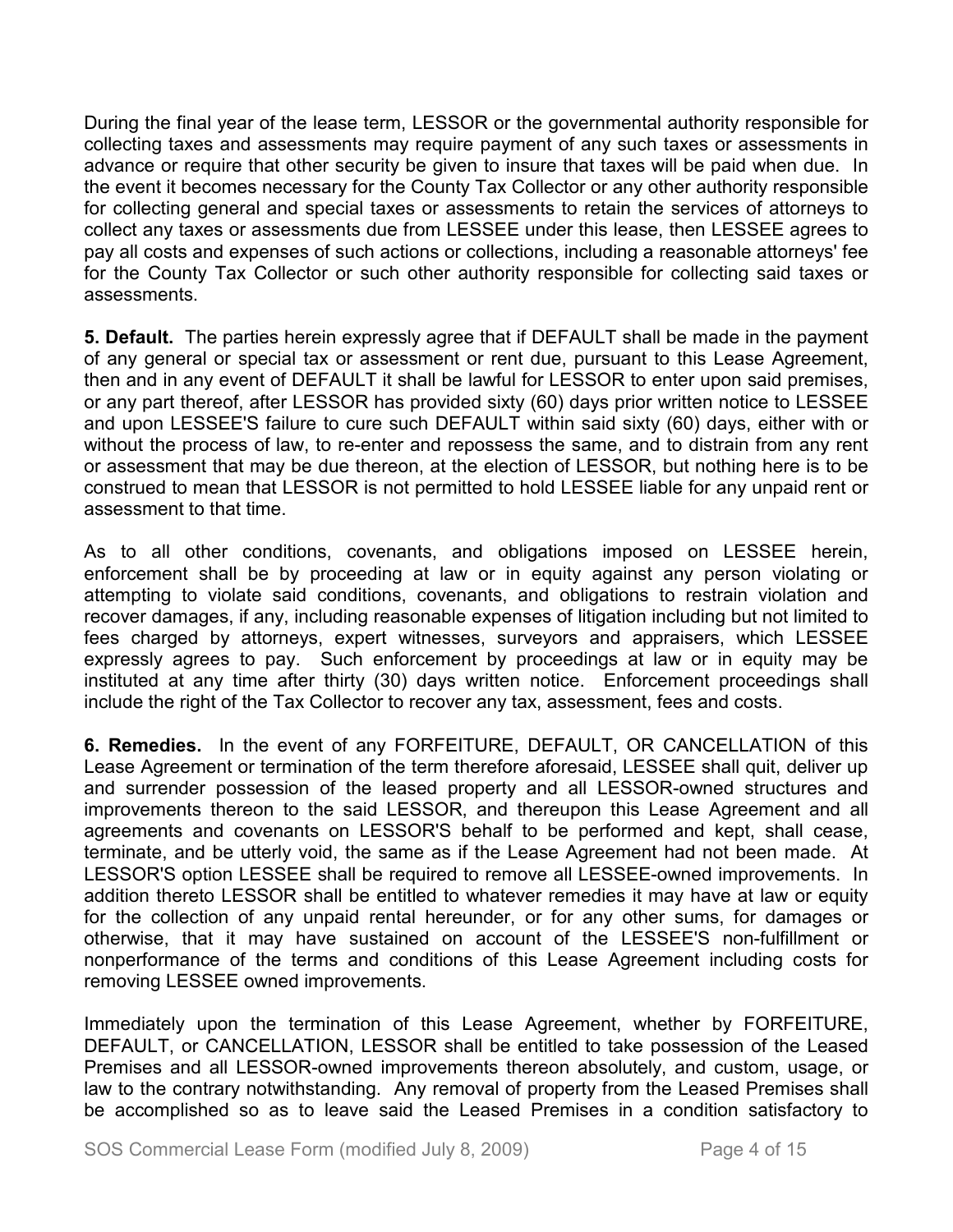During the final year of the lease term, LESSOR or the governmental authority responsible for collecting taxes and assessments may require payment of any such taxes or assessments in advance or require that other security be given to insure that taxes will be paid when due. In the event it becomes necessary for the County Tax Collector or any other authority responsible for collecting general and special taxes or assessments to retain the services of attorneys to collect any taxes or assessments due from LESSEE under this lease, then LESSEE agrees to pay all costs and expenses of such actions or collections, including a reasonable attorneys' fee for the County Tax Collector or such other authority responsible for collecting said taxes or assessments.

**5. Default.** The parties herein expressly agree that if DEFAULT shall be made in the payment of any general or special tax or assessment or rent due, pursuant to this Lease Agreement, then and in any event of DEFAULT it shall be lawful for LESSOR to enter upon said premises, or any part thereof, after LESSOR has provided sixty (60) days prior written notice to LESSEE and upon LESSEE'S failure to cure such DEFAULT within said sixty (60) days, either with or without the process of law, to re-enter and repossess the same, and to distrain from any rent or assessment that may be due thereon, at the election of LESSOR, but nothing here is to be construed to mean that LESSOR is not permitted to hold LESSEE liable for any unpaid rent or assessment to that time.

As to all other conditions, covenants, and obligations imposed on LESSEE herein, enforcement shall be by proceeding at law or in equity against any person violating or attempting to violate said conditions, covenants, and obligations to restrain violation and recover damages, if any, including reasonable expenses of litigation including but not limited to fees charged by attorneys, expert witnesses, surveyors and appraisers, which LESSEE expressly agrees to pay. Such enforcement by proceedings at law or in equity may be instituted at any time after thirty (30) days written notice. Enforcement proceedings shall include the right of the Tax Collector to recover any tax, assessment, fees and costs.

**6. Remedies.** In the event of any FORFEITURE, DEFAULT, OR CANCELLATION of this Lease Agreement or termination of the term therefore aforesaid, LESSEE shall quit, deliver up and surrender possession of the leased property and all LESSOR-owned structures and improvements thereon to the said LESSOR, and thereupon this Lease Agreement and all agreements and covenants on LESSOR'S behalf to be performed and kept, shall cease, terminate, and be utterly void, the same as if the Lease Agreement had not been made. At LESSOR'S option LESSEE shall be required to remove all LESSEE-owned improvements. In addition thereto LESSOR shall be entitled to whatever remedies it may have at law or equity for the collection of any unpaid rental hereunder, or for any other sums, for damages or otherwise, that it may have sustained on account of the LESSEE'S non-fulfillment or nonperformance of the terms and conditions of this Lease Agreement including costs for removing LESSEE owned improvements.

Immediately upon the termination of this Lease Agreement, whether by FORFEITURE, DEFAULT, or CANCELLATION, LESSOR shall be entitled to take possession of the Leased Premises and all LESSOR-owned improvements thereon absolutely, and custom, usage, or law to the contrary notwithstanding. Any removal of property from the Leased Premises shall be accomplished so as to leave said the Leased Premises in a condition satisfactory to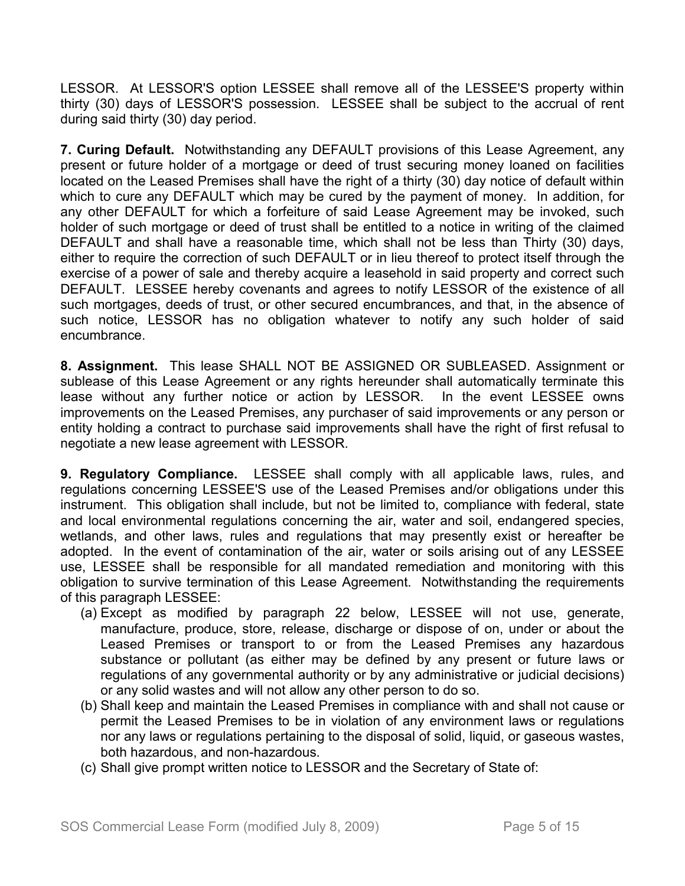LESSOR. At LESSOR'S option LESSEE shall remove all of the LESSEE'S property within thirty (30) days of LESSOR'S possession. LESSEE shall be subject to the accrual of rent during said thirty (30) day period.

**7. Curing Default.** Notwithstanding any DEFAULT provisions of this Lease Agreement, any present or future holder of a mortgage or deed of trust securing money loaned on facilities located on the Leased Premises shall have the right of a thirty (30) day notice of default within which to cure any DEFAULT which may be cured by the payment of money. In addition, for any other DEFAULT for which a forfeiture of said Lease Agreement may be invoked, such holder of such mortgage or deed of trust shall be entitled to a notice in writing of the claimed DEFAULT and shall have a reasonable time, which shall not be less than Thirty (30) days, either to require the correction of such DEFAULT or in lieu thereof to protect itself through the exercise of a power of sale and thereby acquire a leasehold in said property and correct such DEFAULT. LESSEE hereby covenants and agrees to notify LESSOR of the existence of all such mortgages, deeds of trust, or other secured encumbrances, and that, in the absence of such notice, LESSOR has no obligation whatever to notify any such holder of said encumbrance.

**8. Assignment.** This lease SHALL NOT BE ASSIGNED OR SUBLEASED. Assignment or sublease of this Lease Agreement or any rights hereunder shall automatically terminate this lease without any further notice or action by LESSOR. In the event LESSEE owns improvements on the Leased Premises, any purchaser of said improvements or any person or entity holding a contract to purchase said improvements shall have the right of first refusal to negotiate a new lease agreement with LESSOR.

**9. Regulatory Compliance.** LESSEE shall comply with all applicable laws, rules, and regulations concerning LESSEE'S use of the Leased Premises and/or obligations under this instrument. This obligation shall include, but not be limited to, compliance with federal, state and local environmental regulations concerning the air, water and soil, endangered species, wetlands, and other laws, rules and regulations that may presently exist or hereafter be adopted. In the event of contamination of the air, water or soils arising out of any LESSEE use, LESSEE shall be responsible for all mandated remediation and monitoring with this obligation to survive termination of this Lease Agreement. Notwithstanding the requirements of this paragraph LESSEE:

(a) Except as modified by paragraph 22 below, LESSEE will not use, generate, manufacture, produce, store, release, discharge or dispose of on, under or about the Leased Premises or transport to or from the Leased Premises any hazardous substance or pollutant (as either may be defined by any present or future laws or regulations of any governmental authority or by any administrative or judicial decisions) or any solid wastes and will not allow any other person to do so.

(b) Shall keep and maintain the Leased Premises in compliance with and shall not cause or permit the Leased Premises to be in violation of any environment laws or regulations nor any laws or regulations pertaining to the disposal of solid, liquid, or gaseous wastes, both hazardous, and non-hazardous.

(c) Shall give prompt written notice to LESSOR and the Secretary of State of: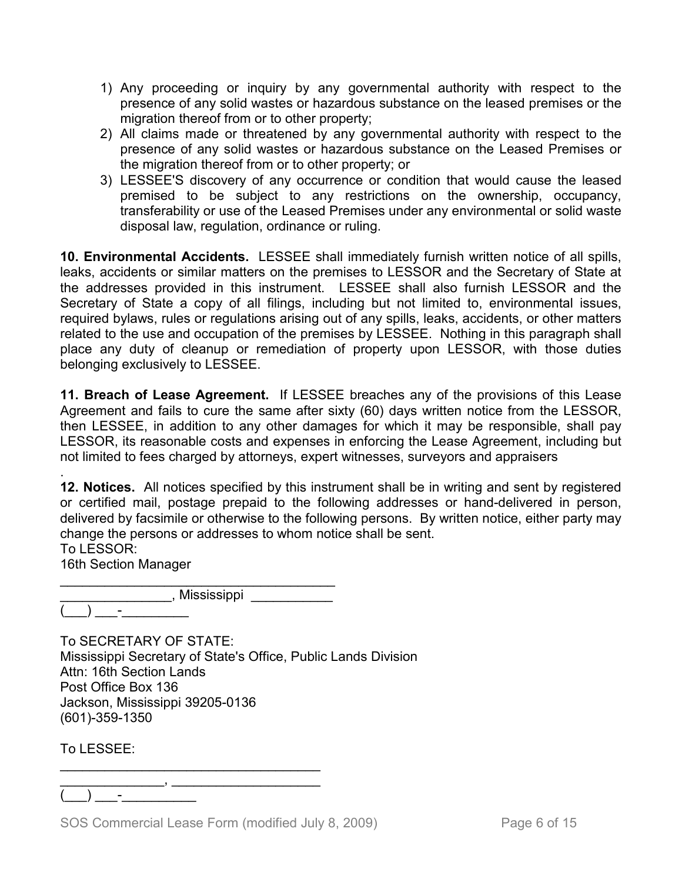1) Any proceeding or inquiry by any governmental authority with respect to the presence of any solid wastes or hazardous substance on the leased premises or the migration thereof from or to other property;
2) All claims made or threatened by any governmental authority with respect to the presence of any solid wastes or hazardous substance on the Leased Premises or the migration thereof from or to other property; or
3) LESSEE'S discovery of any occurrence or condition that would cause the leased premised to be subject to any restrictions on the ownership, occupancy, transferability or use of the Leased Premises under any environmental or solid waste disposal law, regulation, ordinance or ruling.

**10. Environmental Accidents.** LESSEE shall immediately furnish written notice of all spills, leaks, accidents or similar matters on the premises to LESSOR and the Secretary of State at the addresses provided in this instrument. LESSEE shall also furnish LESSOR and the Secretary of State a copy of all filings, including but not limited to, environmental issues, required bylaws, rules or regulations arising out of any spills, leaks, accidents, or other matters related to the use and occupation of the premises by LESSEE. Nothing in this paragraph shall place any duty of cleanup or remediation of property upon LESSOR, with those duties belonging exclusively to LESSEE.

**11. Breach of Lease Agreement.** If LESSEE breaches any of the provisions of this Lease Agreement and fails to cure the same after sixty (60) days written notice from the LESSOR, then LESSEE, in addition to any other damages for which it may be responsible, shall pay LESSOR, its reasonable costs and expenses in enforcing the Lease Agreement, including but not limited to fees charged by attorneys, expert witnesses, surveyors and appraisers

.

**12. Notices.** All notices specified by this instrument shall be in writing and sent by registered or certified mail, postage prepaid to the following addresses or hand-delivered in person, delivered by facsimile or otherwise to the following persons. By written notice, either party may change the persons or addresses to whom notice shall be sent.

To LESSOR:
16th Section Manager
_______________________________________
_______________, Mississippi ___________
(___) ___-_________

To SECRETARY OF STATE:
Mississippi Secretary of State's Office, Public Lands Division
Attn: 16th Section Lands
Post Office Box 136
Jackson, Mississippi 39205-0136
(601)-359-1350

To LESSEE:
___________________________________
______________, ___________________
(___) ___-__________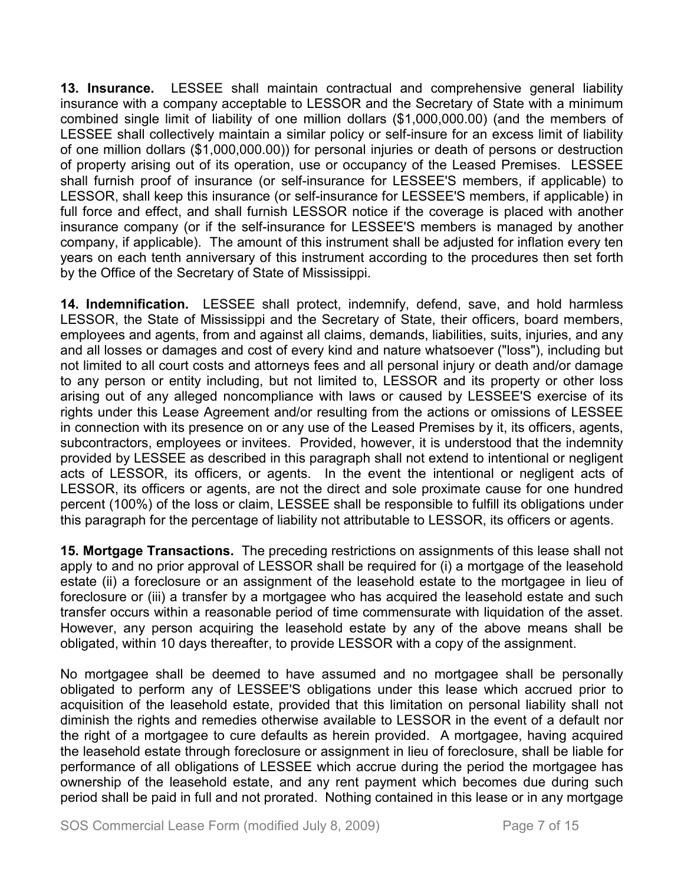**13. Insurance.** LESSEE shall maintain contractual and comprehensive general liability insurance with a company acceptable to LESSOR and the Secretary of State with a minimum combined single limit of liability of one million dollars ($1,000,000.00) (and the members of LESSEE shall collectively maintain a similar policy or self-insure for an excess limit of liability of one million dollars ($1,000,000.00)) for personal injuries or death of persons or destruction of property arising out of its operation, use or occupancy of the Leased Premises. LESSEE shall furnish proof of insurance (or self-insurance for LESSEE'S members, if applicable) to LESSOR, shall keep this insurance (or self-insurance for LESSEE'S members, if applicable) in full force and effect, and shall furnish LESSOR notice if the coverage is placed with another insurance company (or if the self-insurance for LESSEE'S members is managed by another company, if applicable). The amount of this instrument shall be adjusted for inflation every ten years on each tenth anniversary of this instrument according to the procedures then set forth by the Office of the Secretary of State of Mississippi.

**14. Indemnification.** LESSEE shall protect, indemnify, defend, save, and hold harmless LESSOR, the State of Mississippi and the Secretary of State, their officers, board members, employees and agents, from and against all claims, demands, liabilities, suits, injuries, and any and all losses or damages and cost of every kind and nature whatsoever ("loss"), including but not limited to all court costs and attorneys fees and all personal injury or death and/or damage to any person or entity including, but not limited to, LESSOR and its property or other loss arising out of any alleged noncompliance with laws or caused by LESSEE'S exercise of its rights under this Lease Agreement and/or resulting from the actions or omissions of LESSEE in connection with its presence on or any use of the Leased Premises by it, its officers, agents, subcontractors, employees or invitees. Provided, however, it is understood that the indemnity provided by LESSEE as described in this paragraph shall not extend to intentional or negligent acts of LESSOR, its officers, or agents. In the event the intentional or negligent acts of LESSOR, its officers or agents, are not the direct and sole proximate cause for one hundred percent (100%) of the loss or claim, LESSEE shall be responsible to fulfill its obligations under this paragraph for the percentage of liability not attributable to LESSOR, its officers or agents.

**15. Mortgage Transactions.** The preceding restrictions on assignments of this lease shall not apply to and no prior approval of LESSOR shall be required for (i) a mortgage of the leasehold estate (ii) a foreclosure or an assignment of the leasehold estate to the mortgagee in lieu of foreclosure or (iii) a transfer by a mortgagee who has acquired the leasehold estate and such transfer occurs within a reasonable period of time commensurate with liquidation of the asset. However, any person acquiring the leasehold estate by any of the above means shall be obligated, within 10 days thereafter, to provide LESSOR with a copy of the assignment.

No mortgagee shall be deemed to have assumed and no mortgagee shall be personally obligated to perform any of LESSEE'S obligations under this lease which accrued prior to acquisition of the leasehold estate, provided that this limitation on personal liability shall not diminish the rights and remedies otherwise available to LESSOR in the event of a default nor the right of a mortgagee to cure defaults as herein provided. A mortgagee, having acquired the leasehold estate through foreclosure or assignment in lieu of foreclosure, shall be liable for performance of all obligations of LESSEE which accrue during the period the mortgagee has ownership of the leasehold estate, and any rent payment which becomes due during such period shall be paid in full and not prorated. Nothing contained in this lease or in any mortgage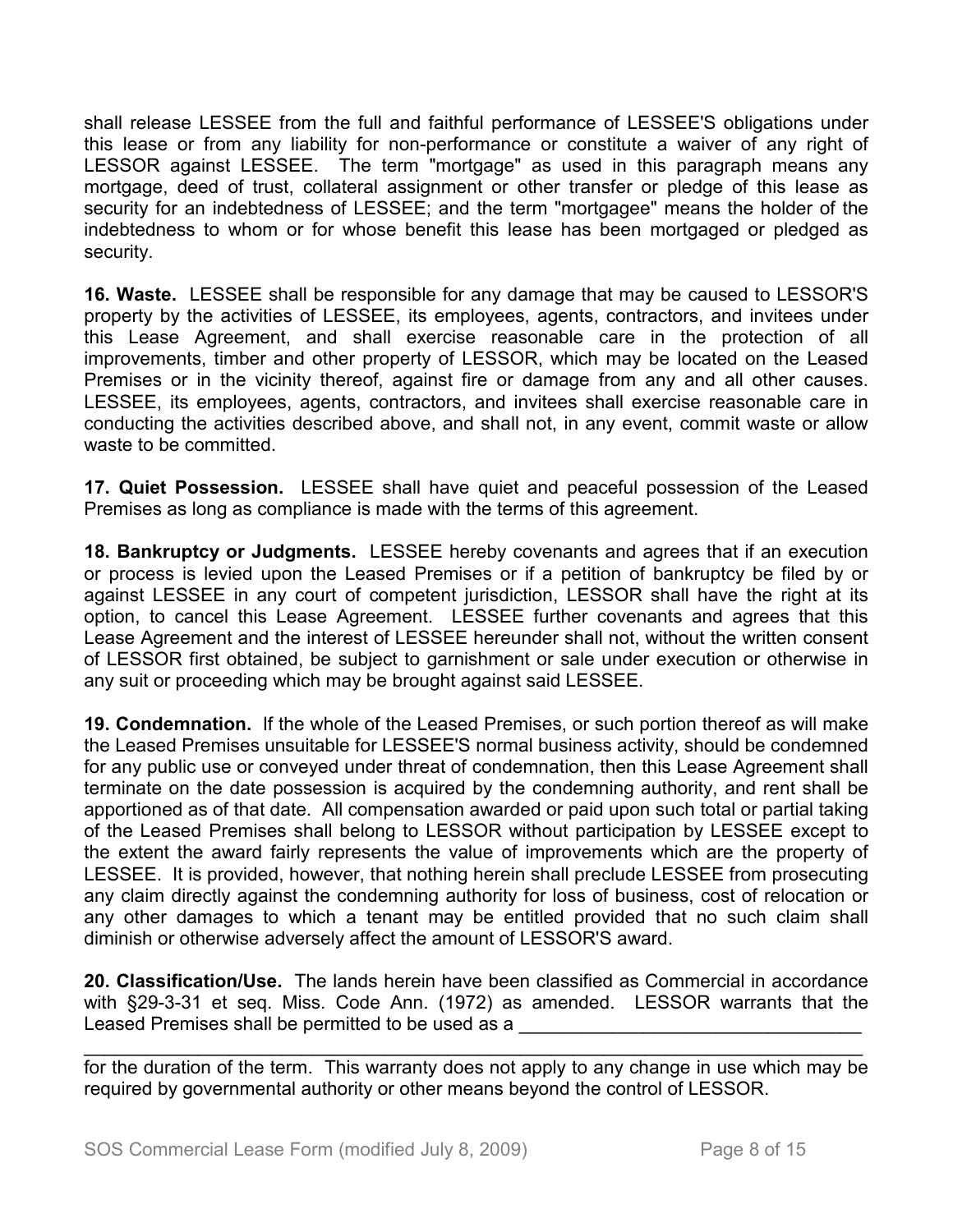shall release LESSEE from the full and faithful performance of LESSEE'S obligations under this lease or from any liability for non-performance or constitute a waiver of any right of LESSOR against LESSEE. The term "mortgage" as used in this paragraph means any mortgage, deed of trust, collateral assignment or other transfer or pledge of this lease as security for an indebtedness of LESSEE; and the term "mortgagee" means the holder of the indebtedness to whom or for whose benefit this lease has been mortgaged or pledged as security.

**16. Waste.** LESSEE shall be responsible for any damage that may be caused to LESSOR'S property by the activities of LESSEE, its employees, agents, contractors, and invitees under this Lease Agreement, and shall exercise reasonable care in the protection of all improvements, timber and other property of LESSOR, which may be located on the Leased Premises or in the vicinity thereof, against fire or damage from any and all other causes. LESSEE, its employees, agents, contractors, and invitees shall exercise reasonable care in conducting the activities described above, and shall not, in any event, commit waste or allow waste to be committed.

**17. Quiet Possession.** LESSEE shall have quiet and peaceful possession of the Leased Premises as long as compliance is made with the terms of this agreement.

**18. Bankruptcy or Judgments.** LESSEE hereby covenants and agrees that if an execution or process is levied upon the Leased Premises or if a petition of bankruptcy be filed by or against LESSEE in any court of competent jurisdiction, LESSOR shall have the right at its option, to cancel this Lease Agreement. LESSEE further covenants and agrees that this Lease Agreement and the interest of LESSEE hereunder shall not, without the written consent of LESSOR first obtained, be subject to garnishment or sale under execution or otherwise in any suit or proceeding which may be brought against said LESSEE.

**19. Condemnation.** If the whole of the Leased Premises, or such portion thereof as will make the Leased Premises unsuitable for LESSEE'S normal business activity, should be condemned for any public use or conveyed under threat of condemnation, then this Lease Agreement shall terminate on the date possession is acquired by the condemning authority, and rent shall be apportioned as of that date. All compensation awarded or paid upon such total or partial taking of the Leased Premises shall belong to LESSOR without participation by LESSEE except to the extent the award fairly represents the value of improvements which are the property of LESSEE. It is provided, however, that nothing herein shall preclude LESSEE from prosecuting any claim directly against the condemning authority for loss of business, cost of relocation or any other damages to which a tenant may be entitled provided that no such claim shall diminish or otherwise adversely affect the amount of LESSOR'S award.

**20. Classification/Use.** The lands herein have been classified as Commercial in accordance with §29-3-31 et seq. Miss. Code Ann. (1972) as amended. LESSOR warrants that the Leased Premises shall be permitted to be used as a _________________________________ ____________________________________________________________________________ for the duration of the term. This warranty does not apply to any change in use which may be required by governmental authority or other means beyond the control of LESSOR.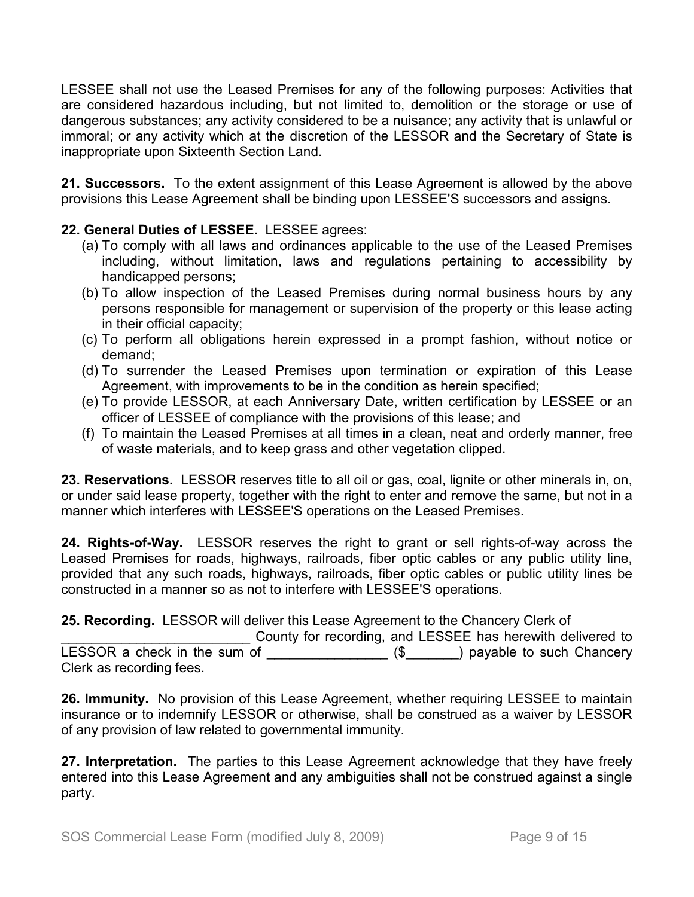LESSEE shall not use the Leased Premises for any of the following purposes: Activities that are considered hazardous including, but not limited to, demolition or the storage or use of dangerous substances; any activity considered to be a nuisance; any activity that is unlawful or immoral; or any activity which at the discretion of the LESSOR and the Secretary of State is inappropriate upon Sixteenth Section Land.

**21. Successors.** To the extent assignment of this Lease Agreement is allowed by the above provisions this Lease Agreement shall be binding upon LESSEE'S successors and assigns.

**22. General Duties of LESSEE.** LESSEE agrees:

(a) To comply with all laws and ordinances applicable to the use of the Leased Premises including, without limitation, laws and regulations pertaining to accessibility by handicapped persons;

(b) To allow inspection of the Leased Premises during normal business hours by any persons responsible for management or supervision of the property or this lease acting in their official capacity;

(c) To perform all obligations herein expressed in a prompt fashion, without notice or demand;

(d) To surrender the Leased Premises upon termination or expiration of this Lease Agreement, with improvements to be in the condition as herein specified;

(e) To provide LESSOR, at each Anniversary Date, written certification by LESSEE or an officer of LESSEE of compliance with the provisions of this lease; and

(f) To maintain the Leased Premises at all times in a clean, neat and orderly manner, free of waste materials, and to keep grass and other vegetation clipped.

**23. Reservations.** LESSOR reserves title to all oil or gas, coal, lignite or other minerals in, on, or under said lease property, together with the right to enter and remove the same, but not in a manner which interferes with LESSEE'S operations on the Leased Premises.

**24. Rights-of-Way.** LESSOR reserves the right to grant or sell rights-of-way across the Leased Premises for roads, highways, railroads, fiber optic cables or any public utility line, provided that any such roads, highways, railroads, fiber optic cables or public utility lines be constructed in a manner so as not to interfere with LESSEE'S operations.

**25. Recording.** LESSOR will deliver this Lease Agreement to the Chancery Clerk of _________________________ County for recording, and LESSEE has herewith delivered to LESSOR a check in the sum of ________________ ($_______) payable to such Chancery Clerk as recording fees.

**26. Immunity.** No provision of this Lease Agreement, whether requiring LESSEE to maintain insurance or to indemnify LESSOR or otherwise, shall be construed as a waiver by LESSOR of any provision of law related to governmental immunity.

**27. Interpretation.** The parties to this Lease Agreement acknowledge that they have freely entered into this Lease Agreement and any ambiguities shall not be construed against a single party.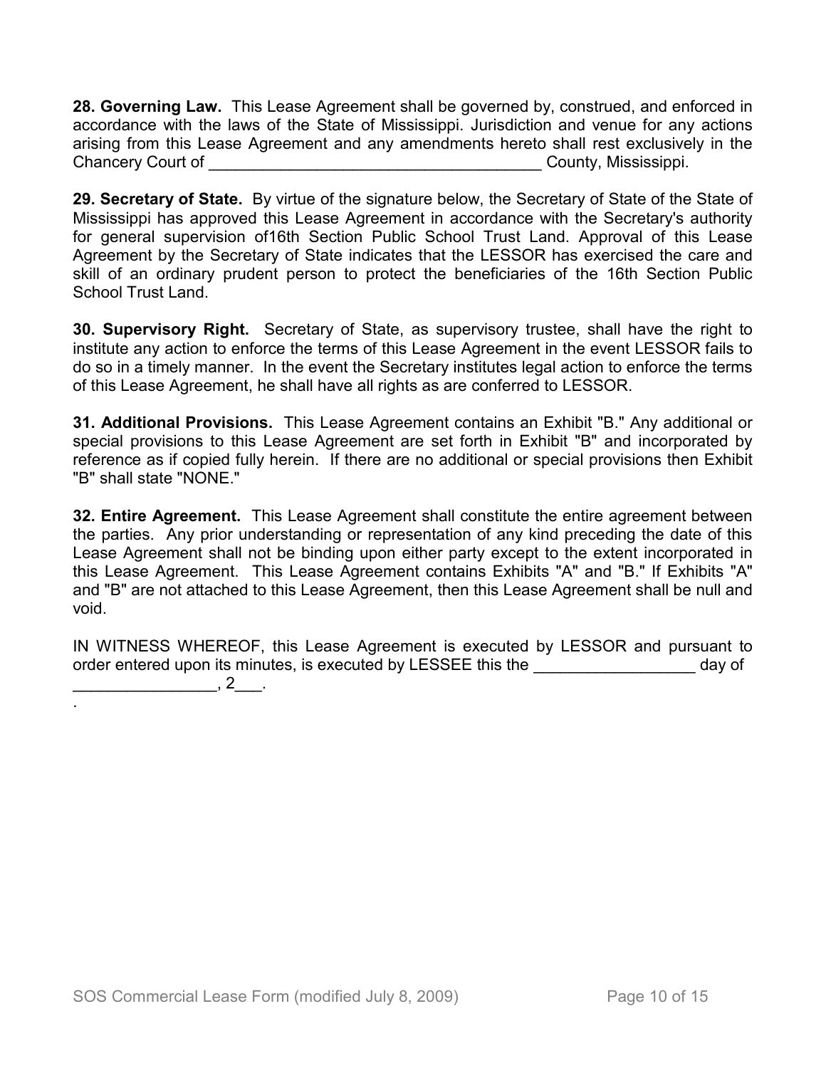**28. Governing Law.** This Lease Agreement shall be governed by, construed, and enforced in accordance with the laws of the State of Mississippi. Jurisdiction and venue for any actions arising from this Lease Agreement and any amendments hereto shall rest exclusively in the Chancery Court of _____________________________________ County, Mississippi.

**29. Secretary of State.** By virtue of the signature below, the Secretary of State of the State of Mississippi has approved this Lease Agreement in accordance with the Secretary's authority for general supervision of16th Section Public School Trust Land. Approval of this Lease Agreement by the Secretary of State indicates that the LESSOR has exercised the care and skill of an ordinary prudent person to protect the beneficiaries of the 16th Section Public School Trust Land.

**30. Supervisory Right.** Secretary of State, as supervisory trustee, shall have the right to institute any action to enforce the terms of this Lease Agreement in the event LESSOR fails to do so in a timely manner. In the event the Secretary institutes legal action to enforce the terms of this Lease Agreement, he shall have all rights as are conferred to LESSOR.

**31. Additional Provisions.** This Lease Agreement contains an Exhibit "B." Any additional or special provisions to this Lease Agreement are set forth in Exhibit "B" and incorporated by reference as if copied fully herein. If there are no additional or special provisions then Exhibit "B" shall state "NONE."

**32. Entire Agreement.** This Lease Agreement shall constitute the entire agreement between the parties. Any prior understanding or representation of any kind preceding the date of this Lease Agreement shall not be binding upon either party except to the extent incorporated in this Lease Agreement. This Lease Agreement contains Exhibits "A" and "B." If Exhibits "A" and "B" are not attached to this Lease Agreement, then this Lease Agreement shall be null and void.

IN WITNESS WHEREOF, this Lease Agreement is executed by LESSOR and pursuant to order entered upon its minutes, is executed by LESSEE this the __________________ day of ________________, 2___.

.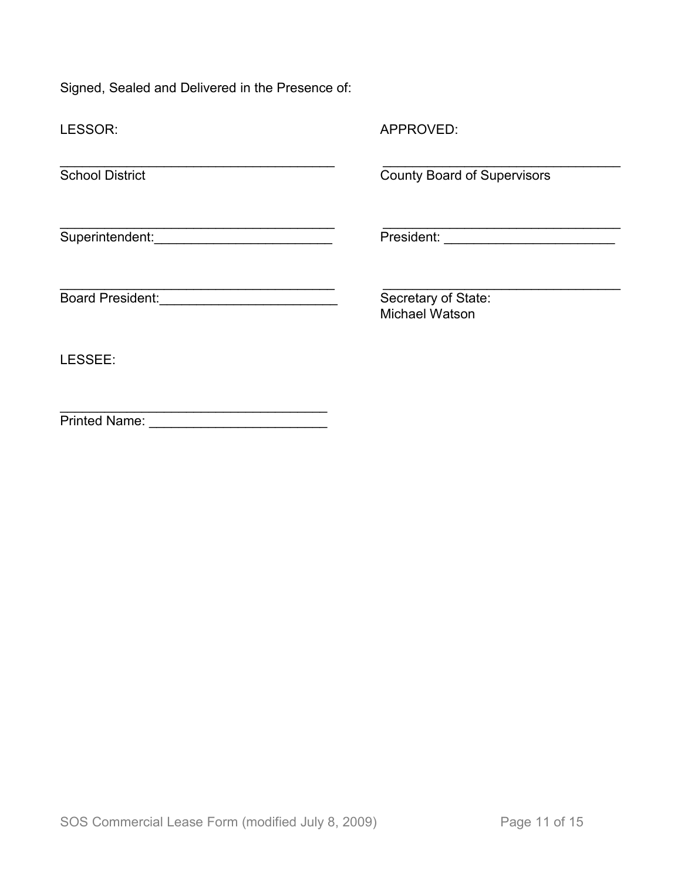Signed, Sealed and Delivered in the Presence of:

LESSOR:

______________________________________
School District

______________________________________
Superintendent:________________________

______________________________________
Board President:________________________

APPROVED:

_________________________________
County Board of Supervisors

_________________________________
President: _______________________

_________________________________
Secretary of State:
Michael Watson

LESSEE:

_____________________________________
Printed Name: ________________________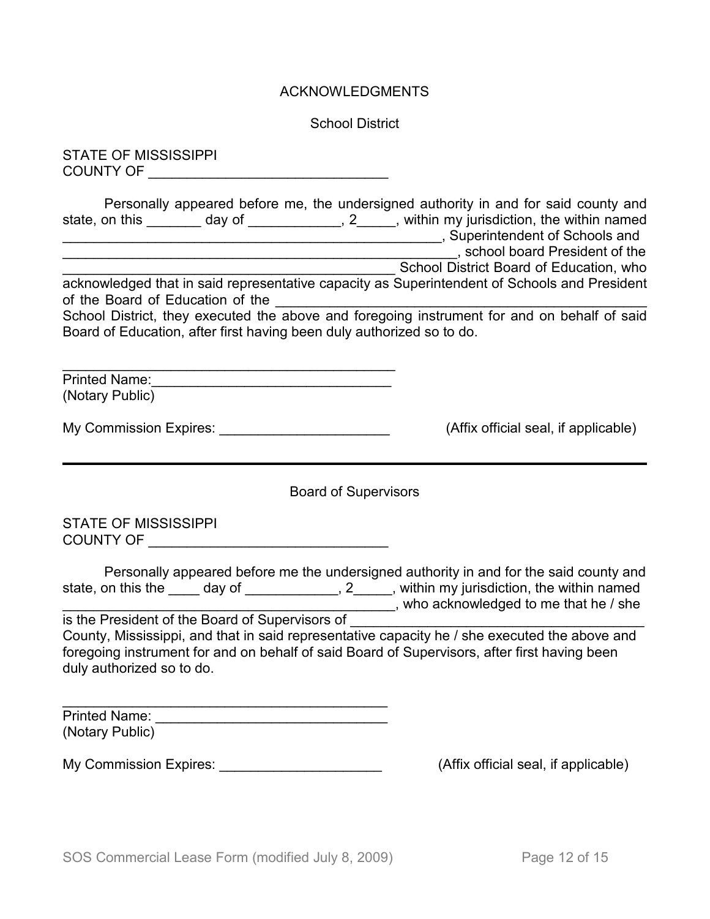# ACKNOWLEDGMENTS

## School District

STATE OF MISSISSIPPI
COUNTY OF ______________________________

Personally appeared before me, the undersigned authority in and for said county and state, on this _______ day of ____________, 2_____, within my jurisdiction, the within named ____________________________________________________, Superintendent of Schools and ______________________________________________________, school board President of the _____________________________________________ School District Board of Education, who acknowledged that in said representative capacity as Superintendent of Schools and President of the Board of Education of the ________________________________________________ School District, they executed the above and foregoing instrument for and on behalf of said Board of Education, after first having been duly authorized so to do.

_____________________________________________
Printed Name:________________________________
(Notary Public)

My Commission Expires: ______________________ (Affix official seal, if applicable)

---

## Board of Supervisors

STATE OF MISSISSIPPI
COUNTY OF ______________________________

Personally appeared before me the undersigned authority in and for the said county and state, on this the ____ day of ____________, 2_____, within my jurisdiction, the within named ___________________________________________, who acknowledged to me that he / she is the President of the Board of Supervisors of ______________________________________ County, Mississippi, and that in said representative capacity he / she executed the above and foregoing instrument for and on behalf of said Board of Supervisors, after first having been duly authorized so to do.

____________________________________________
Printed Name: ______________________________
(Notary Public)

My Commission Expires: _____________________ (Affix official seal, if applicable)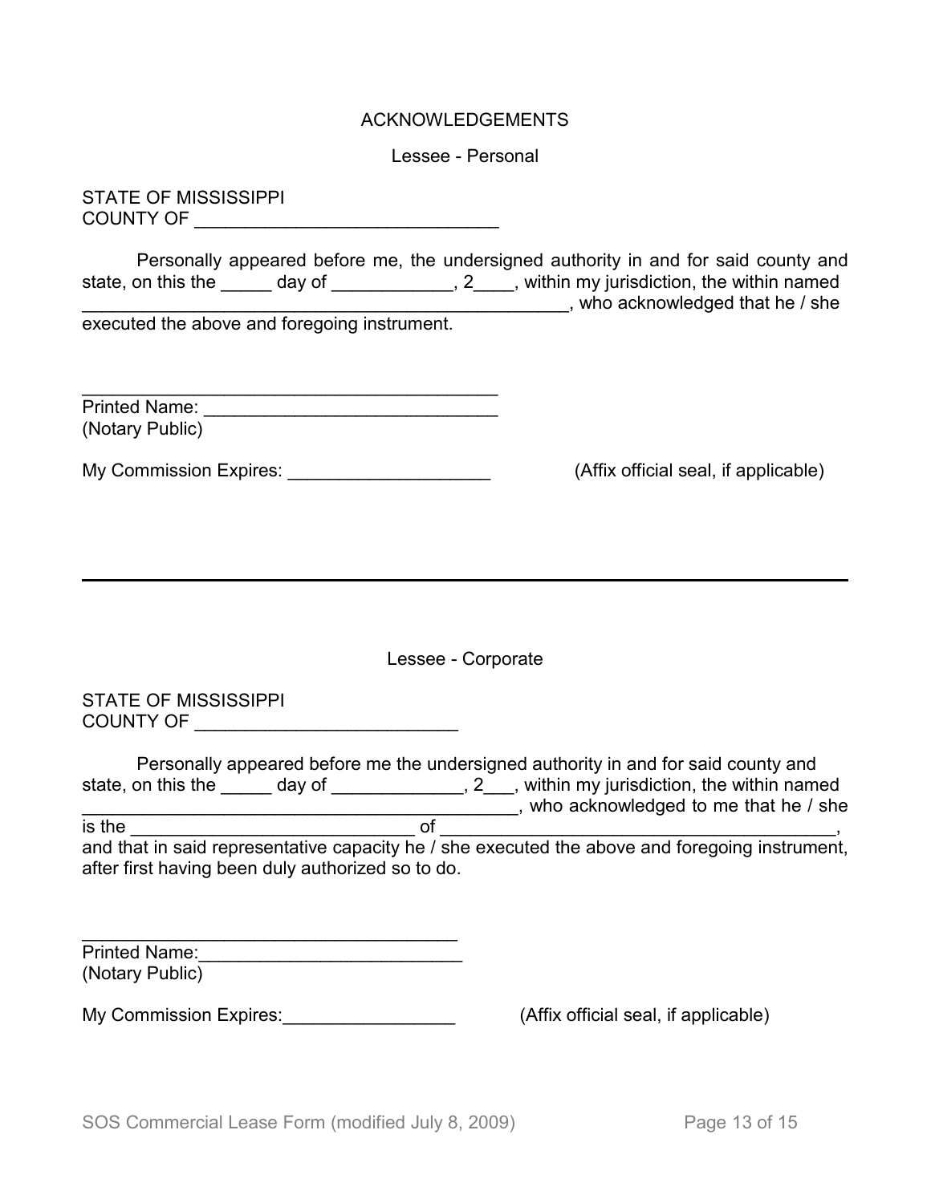## ACKNOWLEDGEMENTS

### Lessee - Personal

STATE OF MISSISSIPPI
COUNTY OF ______________________________

Personally appeared before me, the undersigned authority in and for said county and state, on this the _____ day of ____________, 2____, within my jurisdiction, the within named _________________________________________________, who acknowledged that he / she executed the above and foregoing instrument.

_________________________________________
Printed Name: _____________________________
(Notary Public)

My Commission Expires: ____________________ (Affix official seal, if applicable)

---

### Lessee - Corporate

STATE OF MISSISSIPPI
COUNTY OF __________________________

Personally appeared before me the undersigned authority in and for said county and state, on this the _____ day of _____________, 2___, within my jurisdiction, the within named ____________________________________________, who acknowledged to me that he / she is the ____________________________ of ______________________________________, and that in said representative capacity he / she executed the above and foregoing instrument, after first having been duly authorized so to do.

_____________________________________
Printed Name:__________________________
(Notary Public)

My Commission Expires:_________________ (Affix official seal, if applicable)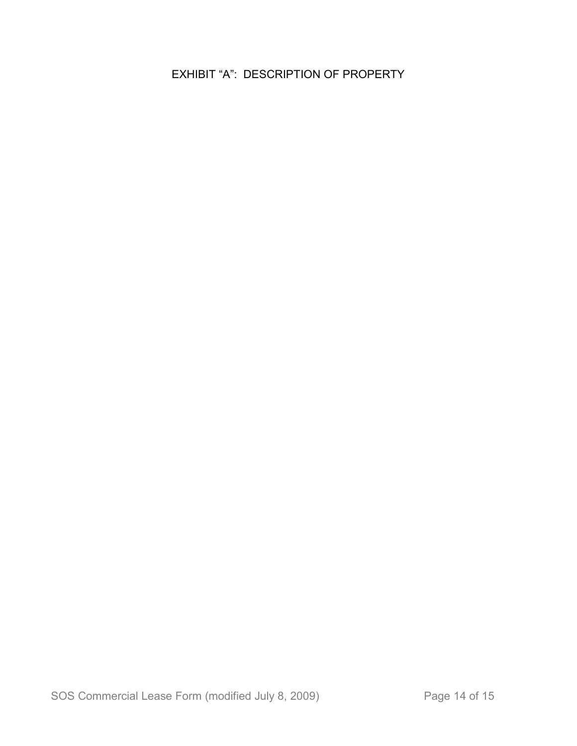# EXHIBIT “A”: DESCRIPTION OF PROPERTY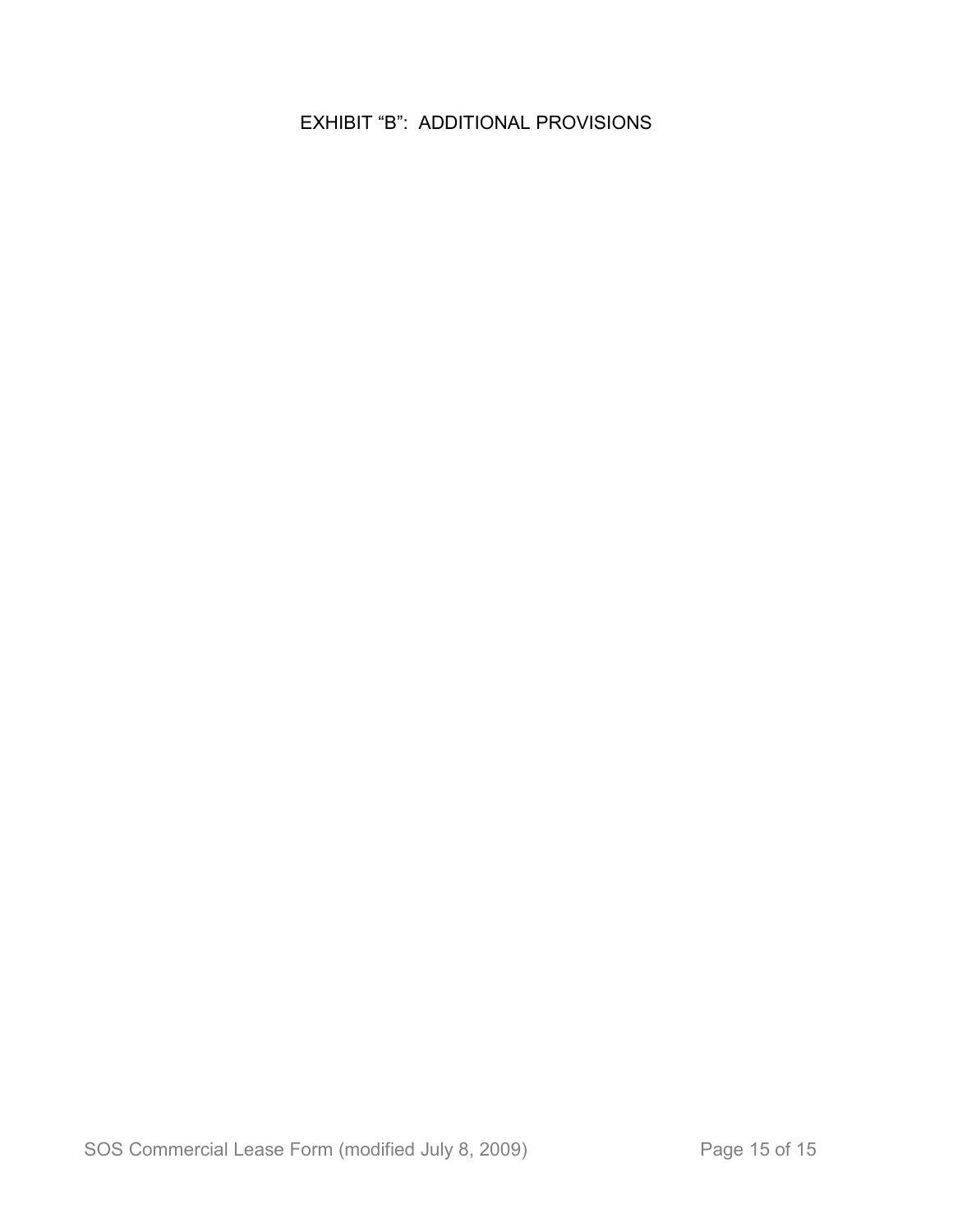# EXHIBIT “B”: ADDITIONAL PROVISIONS